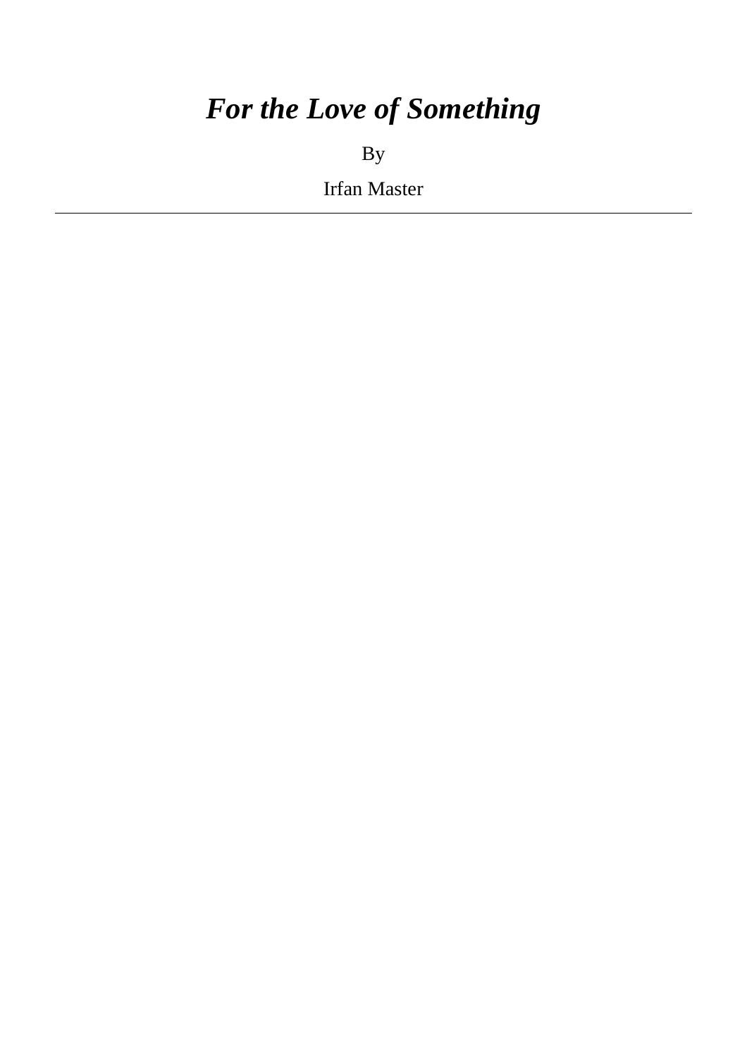# *For the Love of Something*

By

Irfan Master

---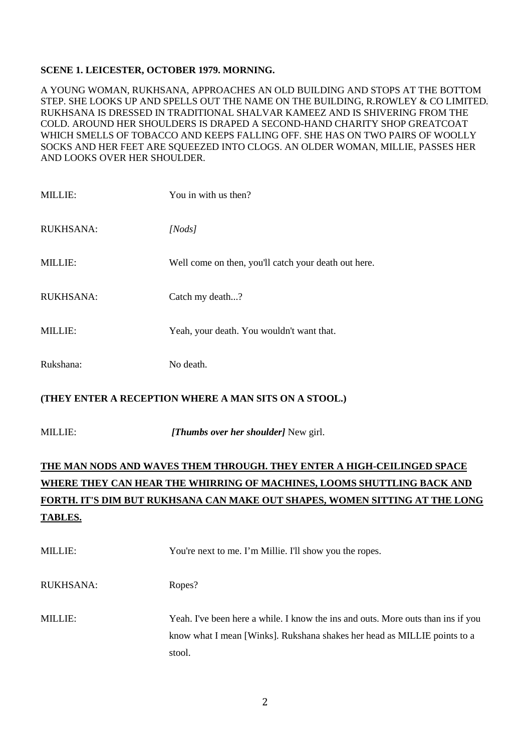**SCENE 1. LEICESTER, OCTOBER 1979. MORNING.**

A YOUNG WOMAN, RUKHSANA, APPROACHES AN OLD BUILDING AND STOPS AT THE BOTTOM STEP. SHE LOOKS UP AND SPELLS OUT THE NAME ON THE BUILDING, R.ROWLEY & CO LIMITED. RUKHSANA IS DRESSED IN TRADITIONAL SHALVAR KAMEEZ AND IS SHIVERING FROM THE COLD. AROUND HER SHOULDERS IS DRAPED A SECOND-HAND CHARITY SHOP GREATCOAT WHICH SMELLS OF TOBACCO AND KEEPS FALLING OFF. SHE HAS ON TWO PAIRS OF WOOLLY SOCKS AND HER FEET ARE SQUEEZED INTO CLOGS. AN OLDER WOMAN, MILLIE, PASSES HER AND LOOKS OVER HER SHOULDER.

MILLIE: You in with us then?

RUKHSANA: *[Nods]*

MILLIE: Well come on then, you'll catch your death out here.

RUKHSANA: Catch my death...?

MILLIE: Yeah, your death. You wouldn't want that.

Rukshana: No death.

**(THEY ENTER A RECEPTION WHERE A MAN SITS ON A STOOL.)**

MILLIE: ***[Thumbs over her shoulder]*** New girl.

**THE MAN NODS AND WAVES THEM THROUGH. THEY ENTER A HIGH-CEILINGED SPACE WHERE THEY CAN HEAR THE WHIRRING OF MACHINES, LOOMS SHUTTLING BACK AND FORTH. IT'S DIM BUT RUKHSANA CAN MAKE OUT SHAPES, WOMEN SITTING AT THE LONG TABLES.**

MILLIE: You're next to me. I'm Millie. I'll show you the ropes.

RUKHSANA: Ropes?

MILLIE: Yeah. I've been here a while. I know the ins and outs. More outs than ins if you know what I mean [Winks]. Rukshana shakes her head as MILLIE points to a stool.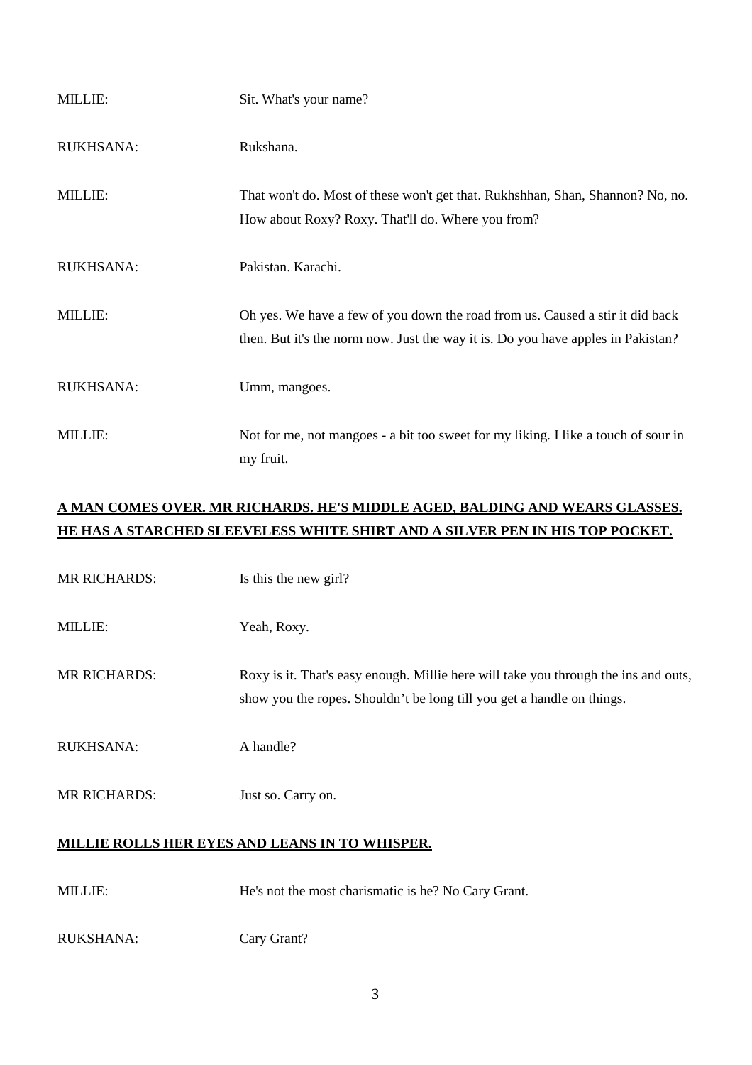MILLIE: Sit. What's your name?

RUKHSANA: Rukshana.

MILLIE: That won't do. Most of these won't get that. Rukhshhan, Shan, Shannon? No, no. How about Roxy? Roxy. That'll do. Where you from?

RUKHSANA: Pakistan. Karachi.

MILLIE: Oh yes. We have a few of you down the road from us. Caused a stir it did back then. But it's the norm now. Just the way it is. Do you have apples in Pakistan?

RUKHSANA: Umm, mangoes.

MILLIE: Not for me, not mangoes - a bit too sweet for my liking. I like a touch of sour in my fruit.

**<u>A MAN COMES OVER. MR RICHARDS. HE'S MIDDLE AGED, BALDING AND WEARS GLASSES. HE HAS A STARCHED SLEEVELESS WHITE SHIRT AND A SILVER PEN IN HIS TOP POCKET.</u>**

MR RICHARDS: Is this the new girl?

MILLIE: Yeah, Roxy.

MR RICHARDS: Roxy is it. That's easy enough. Millie here will take you through the ins and outs, show you the ropes. Shouldn't be long till you get a handle on things.

RUKHSANA: A handle?

MR RICHARDS: Just so. Carry on.

**<u>MILLIE ROLLS HER EYES AND LEANS IN TO WHISPER.</u>**

MILLIE: He's not the most charismatic is he? No Cary Grant.

RUKSHANA: Cary Grant?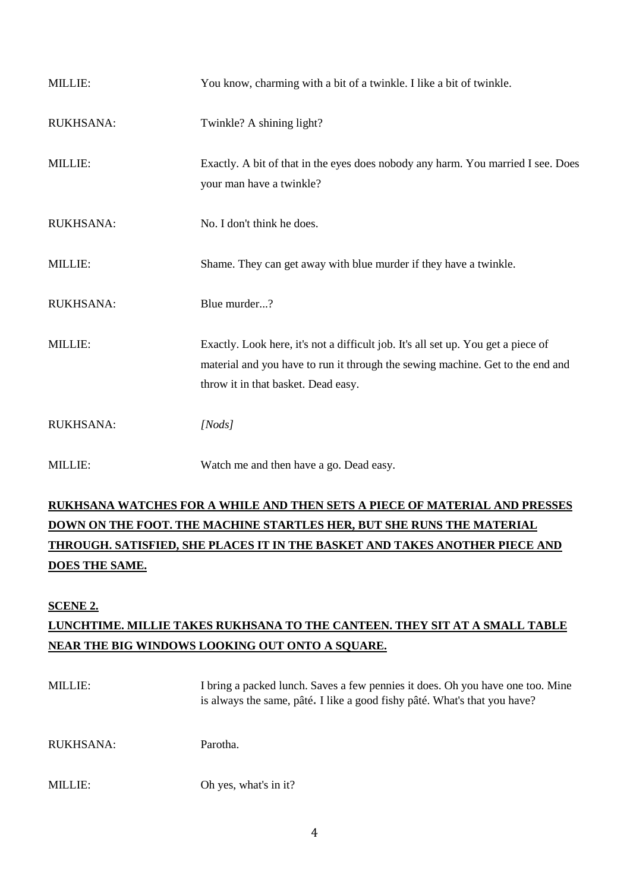MILLIE: You know, charming with a bit of a twinkle. I like a bit of twinkle.

RUKHSANA: Twinkle? A shining light?

MILLIE: Exactly. A bit of that in the eyes does nobody any harm. You married I see. Does your man have a twinkle?

RUKHSANA: No. I don't think he does.

MILLIE: Shame. They can get away with blue murder if they have a twinkle.

RUKHSANA: Blue murder...?

MILLIE: Exactly. Look here, it's not a difficult job. It's all set up. You get a piece of material and you have to run it through the sewing machine. Get to the end and throw it in that basket. Dead easy.

RUKHSANA: *[Nods]*

MILLIE: Watch me and then have a go. Dead easy.

**RUKHSANA WATCHES FOR A WHILE AND THEN SETS A PIECE OF MATERIAL AND PRESSES DOWN ON THE FOOT. THE MACHINE STARTLES HER, BUT SHE RUNS THE MATERIAL THROUGH. SATISFIED, SHE PLACES IT IN THE BASKET AND TAKES ANOTHER PIECE AND DOES THE SAME.**

**SCENE 2.**

**LUNCHTIME. MILLIE TAKES RUKHSANA TO THE CANTEEN. THEY SIT AT A SMALL TABLE NEAR THE BIG WINDOWS LOOKING OUT ONTO A SQUARE.**

MILLIE: I bring a packed lunch. Saves a few pennies it does. Oh you have one too. Mine is always the same, pâté. I like a good fishy pâté. What's that you have?

RUKHSANA: Parotha.

MILLIE: Oh yes, what's in it?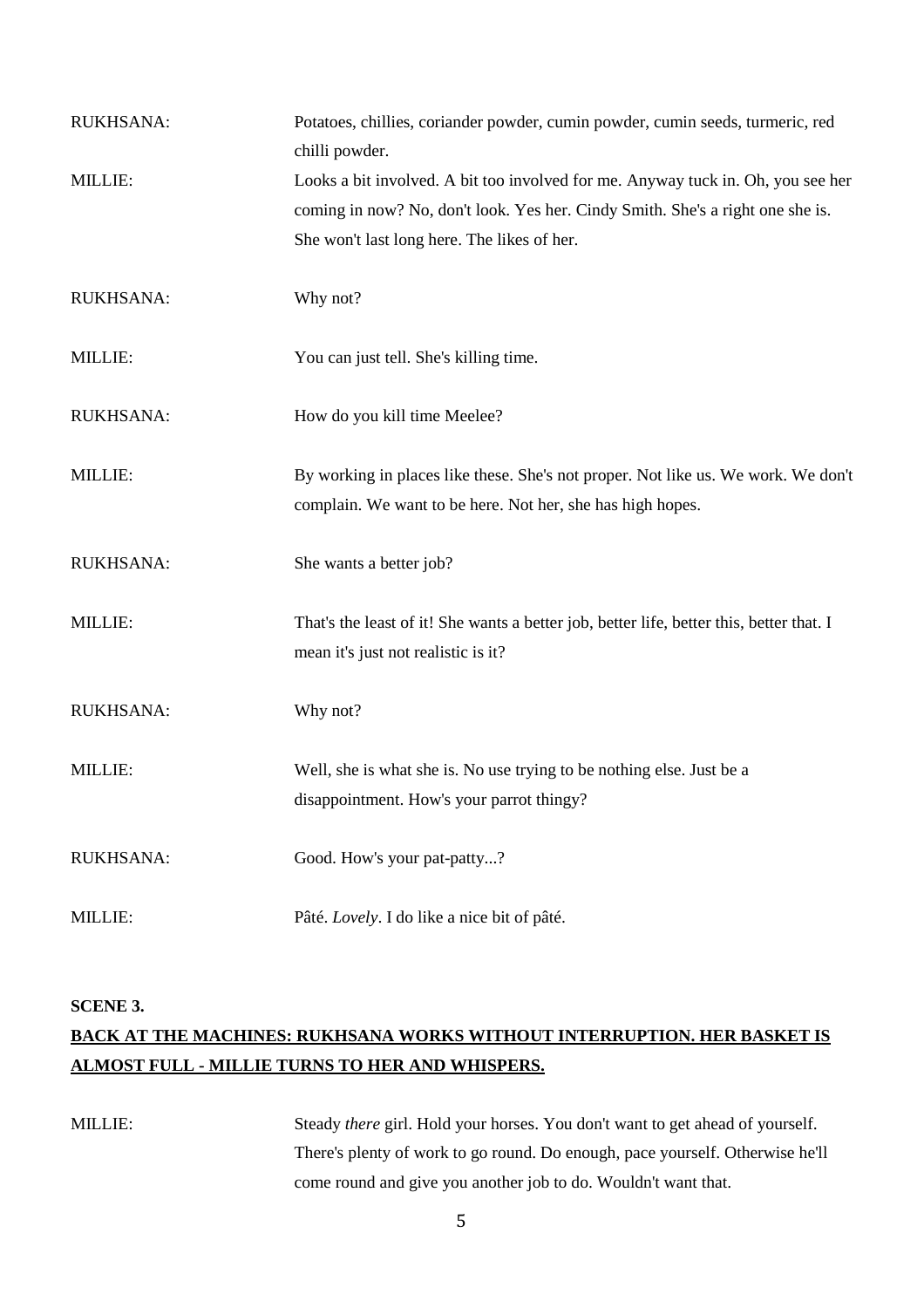RUKHSANA: Potatoes, chillies, coriander powder, cumin powder, cumin seeds, turmeric, red chilli powder.

MILLIE: Looks a bit involved. A bit too involved for me. Anyway tuck in. Oh, you see her coming in now? No, don't look. Yes her. Cindy Smith. She's a right one she is. She won't last long here. The likes of her.

RUKHSANA: Why not?

MILLIE: You can just tell. She's killing time.

RUKHSANA: How do you kill time Meelee?

MILLIE: By working in places like these. She's not proper. Not like us. We work. We don't complain. We want to be here. Not her, she has high hopes.

RUKHSANA: She wants a better job?

MILLIE: That's the least of it! She wants a better job, better life, better this, better that. I mean it's just not realistic is it?

RUKHSANA: Why not?

MILLIE: Well, she is what she is. No use trying to be nothing else. Just be a disappointment. How's your parrot thingy?

RUKHSANA: Good. How's your pat-patty...?

MILLIE: Pâté. *Lovely*. I do like a nice bit of pâté.

**SCENE 3.**

**<u>BACK AT THE MACHINES: RUKHSANA WORKS WITHOUT INTERRUPTION. HER BASKET IS ALMOST FULL - MILLIE TURNS TO HER AND WHISPERS.</u>**

MILLIE: Steady *there* girl. Hold your horses. You don't want to get ahead of yourself. There's plenty of work to go round. Do enough, pace yourself. Otherwise he'll come round and give you another job to do. Wouldn't want that.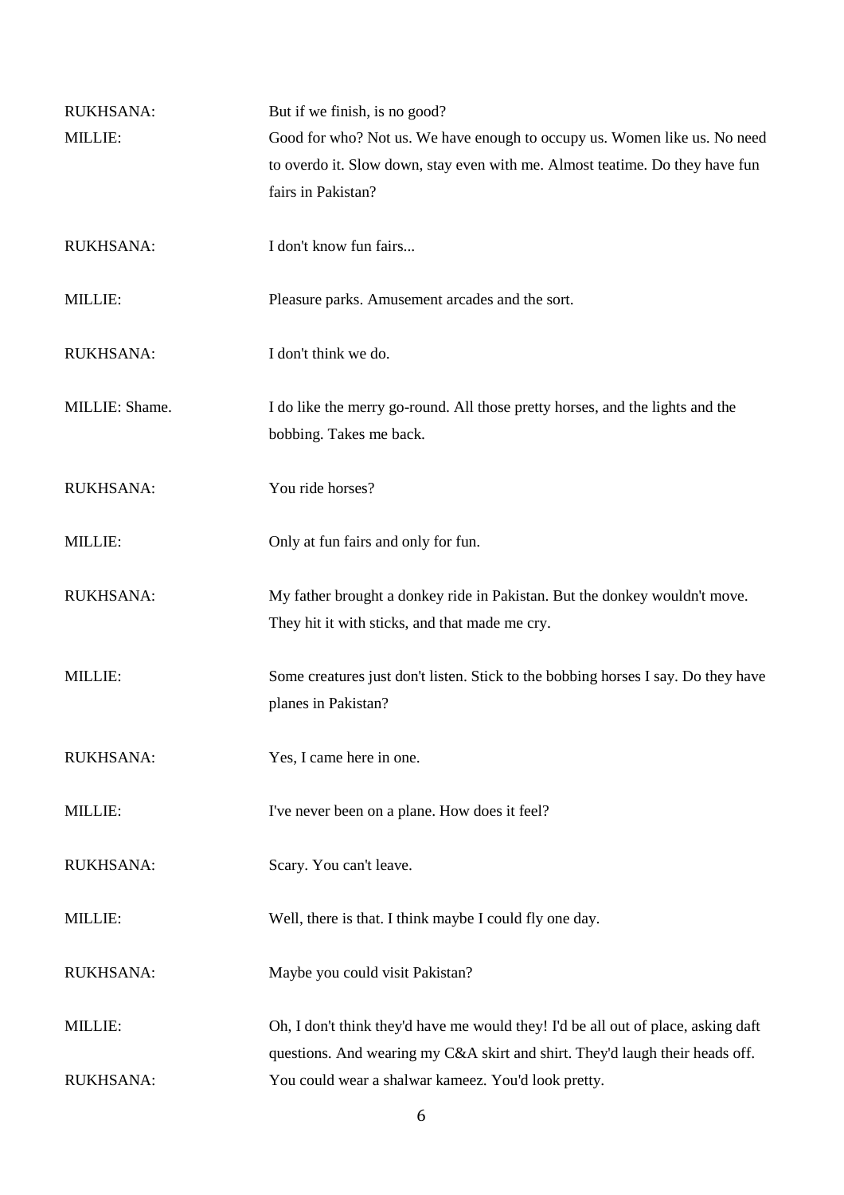RUKHSANA: But if we finish, is no good?

MILLIE: Good for who? Not us. We have enough to occupy us. Women like us. No need to overdo it. Slow down, stay even with me. Almost teatime. Do they have fun fairs in Pakistan?

RUKHSANA: I don't know fun fairs...

MILLIE: Pleasure parks. Amusement arcades and the sort.

RUKHSANA: I don't think we do.

MILLIE: Shame. I do like the merry go-round. All those pretty horses, and the lights and the bobbing. Takes me back.

RUKHSANA: You ride horses?

MILLIE: Only at fun fairs and only for fun.

RUKHSANA: My father brought a donkey ride in Pakistan. But the donkey wouldn't move. They hit it with sticks, and that made me cry.

MILLIE: Some creatures just don't listen. Stick to the bobbing horses I say. Do they have planes in Pakistan?

RUKHSANA: Yes, I came here in one.

MILLIE: I've never been on a plane. How does it feel?

RUKHSANA: Scary. You can't leave.

MILLIE: Well, there is that. I think maybe I could fly one day.

RUKHSANA: Maybe you could visit Pakistan?

MILLIE: Oh, I don't think they'd have me would they! I'd be all out of place, asking daft questions. And wearing my C&A skirt and shirt. They'd laugh their heads off.

RUKHSANA: You could wear a shalwar kameez. You'd look pretty.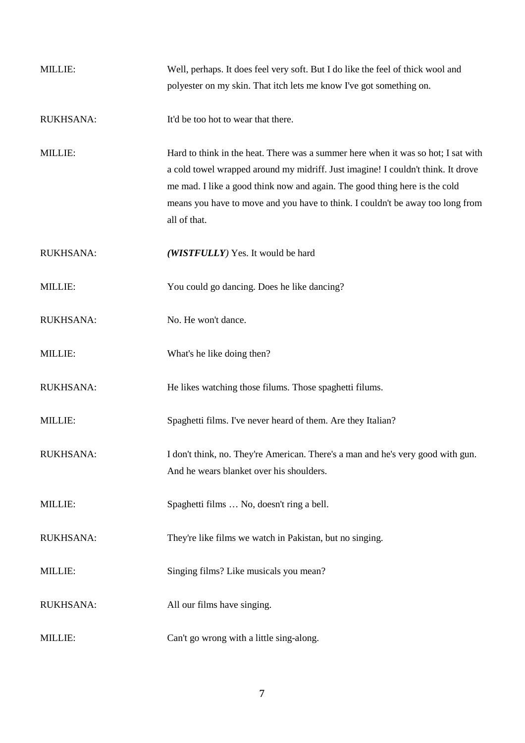MILLIE: Well, perhaps. It does feel very soft. But I do like the feel of thick wool and polyester on my skin. That itch lets me know I've got something on.

RUKHSANA: It'd be too hot to wear that there.

MILLIE: Hard to think in the heat. There was a summer here when it was so hot; I sat with a cold towel wrapped around my midriff. Just imagine! I couldn't think. It drove me mad. I like a good think now and again. The good thing here is the cold means you have to move and you have to think. I couldn't be away too long from all of that.

RUKHSANA: ***(WISTFULLY***) Yes. It would be hard

MILLIE: You could go dancing. Does he like dancing?

RUKHSANA: No. He won't dance.

MILLIE: What's he like doing then?

RUKHSANA: He likes watching those filums. Those spaghetti filums.

MILLIE: Spaghetti films. I've never heard of them. Are they Italian?

RUKHSANA: I don't think, no. They're American. There's a man and he's very good with gun. And he wears blanket over his shoulders.

MILLIE: Spaghetti films … No, doesn't ring a bell.

RUKHSANA: They're like films we watch in Pakistan, but no singing.

MILLIE: Singing films? Like musicals you mean?

RUKHSANA: All our films have singing.

MILLIE: Can't go wrong with a little sing-along.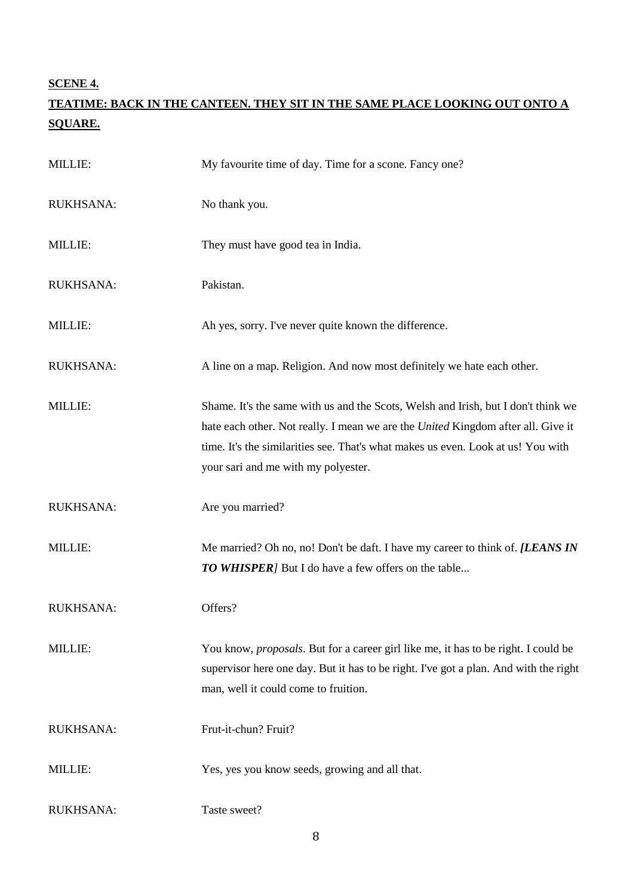**SCENE 4.**

**TEATIME: BACK IN THE CANTEEN. THEY SIT IN THE SAME PLACE LOOKING OUT ONTO A SQUARE.**

MILLIE: My favourite time of day. Time for a scone. Fancy one?

RUKHSANA: No thank you.

MILLIE: They must have good tea in India.

RUKHSANA: Pakistan.

MILLIE: Ah yes, sorry. I've never quite known the difference.

RUKHSANA: A line on a map. Religion. And now most definitely we hate each other.

MILLIE: Shame. It's the same with us and the Scots, Welsh and Irish, but I don't think we hate each other. Not really. I mean we are the *United* Kingdom after all. Give it time. It's the similarities see. That's what makes us even. Look at us! You with your sari and me with my polyester.

RUKHSANA: Are you married?

MILLIE: Me married? Oh no, no! Don't be daft. I have my career to think of. ***[LEANS IN TO WHISPER]*** But I do have a few offers on the table...

RUKHSANA: Offers?

MILLIE: You know, *proposals*. But for a career girl like me, it has to be right. I could be supervisor here one day. But it has to be right. I've got a plan. And with the right man, well it could come to fruition.

RUKHSANA: Frut-it-chun? Fruit?

MILLIE: Yes, yes you know seeds, growing and all that.

RUKHSANA: Taste sweet?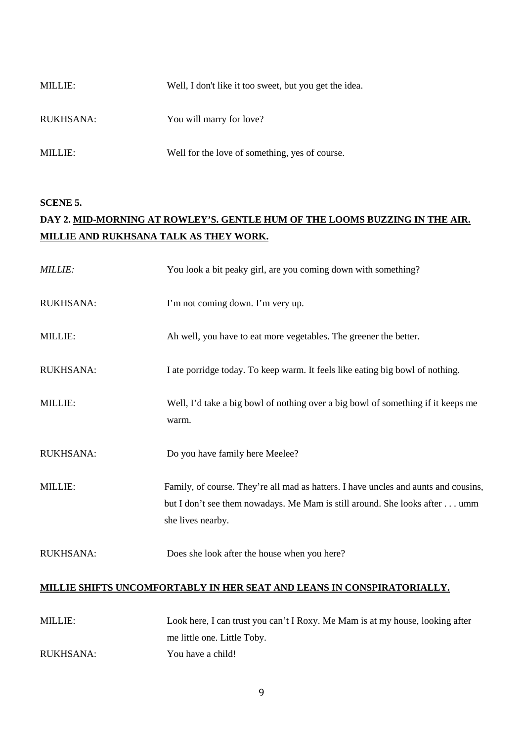MILLIE: Well, I don't like it too sweet, but you get the idea.

RUKHSANA: You will marry for love?

MILLIE: Well for the love of something, yes of course.

**SCENE 5.**

**DAY 2. MID-MORNING AT ROWLEY'S. GENTLE HUM OF THE LOOMS BUZZING IN THE AIR. MILLIE AND RUKHSANA TALK AS THEY WORK.**

*MILLIE:* You look a bit peaky girl, are you coming down with something?

RUKHSANA: I'm not coming down. I'm very up.

MILLIE: Ah well, you have to eat more vegetables. The greener the better.

RUKHSANA: I ate porridge today. To keep warm. It feels like eating big bowl of nothing.

MILLIE: Well, I'd take a big bowl of nothing over a big bowl of something if it keeps me warm.

RUKHSANA: Do you have family here Meelee?

MILLIE: Family, of course. They're all mad as hatters. I have uncles and aunts and cousins, but I don't see them nowadays. Me Mam is still around. She looks after . . . umm she lives nearby.

RUKHSANA: Does she look after the house when you here?

**MILLIE SHIFTS UNCOMFORTABLY IN HER SEAT AND LEANS IN CONSPIRATORIALLY.**

MILLIE: Look here, I can trust you can't I Roxy. Me Mam is at my house, looking after me little one. Little Toby.

RUKHSANA: You have a child!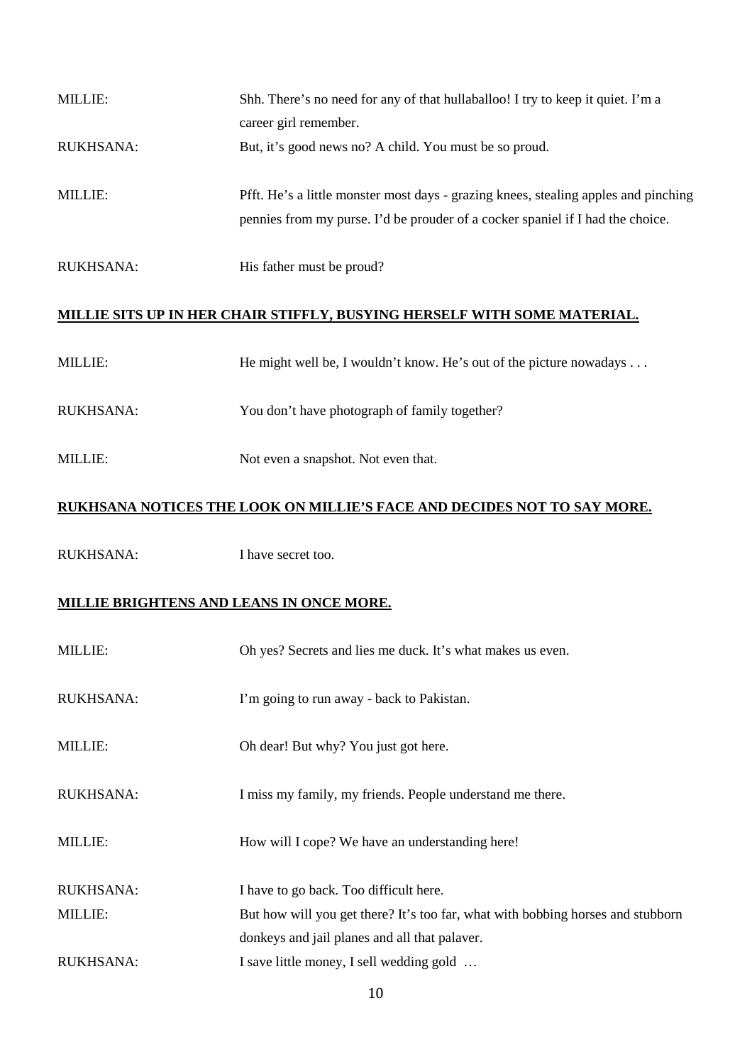MILLIE: Shh. There's no need for any of that hullaballoo! I try to keep it quiet. I'm a career girl remember.

RUKHSANA: But, it's good news no? A child. You must be so proud.

MILLIE: Pfft. He's a little monster most days - grazing knees, stealing apples and pinching pennies from my purse. I'd be prouder of a cocker spaniel if I had the choice.

RUKHSANA: His father must be proud?

**<u>MILLIE SITS UP IN HER CHAIR STIFFLY, BUSYING HERSELF WITH SOME MATERIAL.</u>**

MILLIE: He might well be, I wouldn't know. He's out of the picture nowadays . . .

RUKHSANA: You don't have photograph of family together?

MILLIE: Not even a snapshot. Not even that.

**<u>RUKHSANA NOTICES THE LOOK ON MILLIE'S FACE AND DECIDES NOT TO SAY MORE.</u>**

RUKHSANA: I have secret too.

**<u>MILLIE BRIGHTENS AND LEANS IN ONCE MORE.</u>**

MILLIE: Oh yes? Secrets and lies me duck. It's what makes us even.

RUKHSANA: I'm going to run away - back to Pakistan.

MILLIE: Oh dear! But why? You just got here.

RUKHSANA: I miss my family, my friends. People understand me there.

MILLIE: How will I cope? We have an understanding here!

RUKHSANA: I have to go back. Too difficult here.

MILLIE: But how will you get there? It's too far, what with bobbing horses and stubborn donkeys and jail planes and all that palaver.

RUKHSANA: I save little money, I sell wedding gold …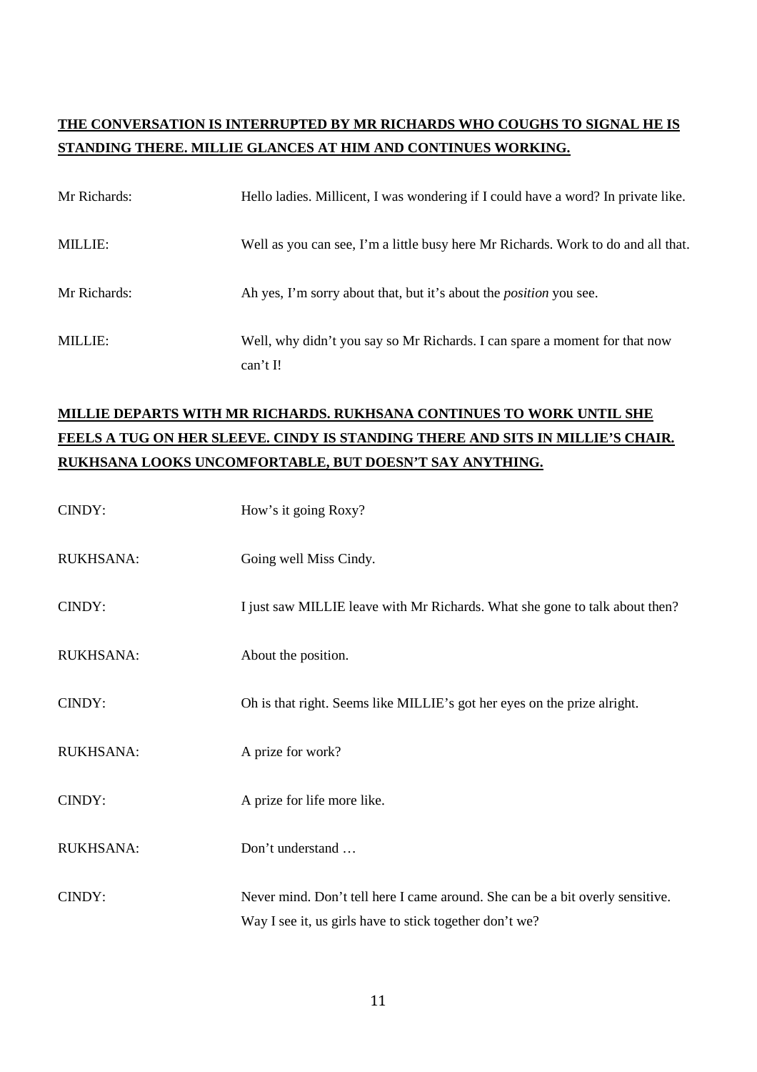**<u>THE CONVERSATION IS INTERRUPTED BY MR RICHARDS WHO COUGHS TO SIGNAL HE IS STANDING THERE. MILLIE GLANCES AT HIM AND CONTINUES WORKING.</u>**

Mr Richards: Hello ladies. Millicent, I was wondering if I could have a word? In private like.

MILLIE: Well as you can see, I'm a little busy here Mr Richards. Work to do and all that.

Mr Richards: Ah yes, I'm sorry about that, but it's about the *position* you see.

MILLIE: Well, why didn't you say so Mr Richards. I can spare a moment for that now can't I!

**<u>MILLIE DEPARTS WITH MR RICHARDS. RUKHSANA CONTINUES TO WORK UNTIL SHE FEELS A TUG ON HER SLEEVE. CINDY IS STANDING THERE AND SITS IN MILLIE'S CHAIR. RUKHSANA LOOKS UNCOMFORTABLE, BUT DOESN'T SAY ANYTHING.</u>**

CINDY: How's it going Roxy?

RUKHSANA: Going well Miss Cindy.

CINDY: I just saw MILLIE leave with Mr Richards. What she gone to talk about then?

RUKHSANA: About the position.

CINDY: Oh is that right. Seems like MILLIE's got her eyes on the prize alright.

RUKHSANA: A prize for work?

CINDY: A prize for life more like.

RUKHSANA: Don't understand …

CINDY: Never mind. Don't tell here I came around. She can be a bit overly sensitive. Way I see it, us girls have to stick together don't we?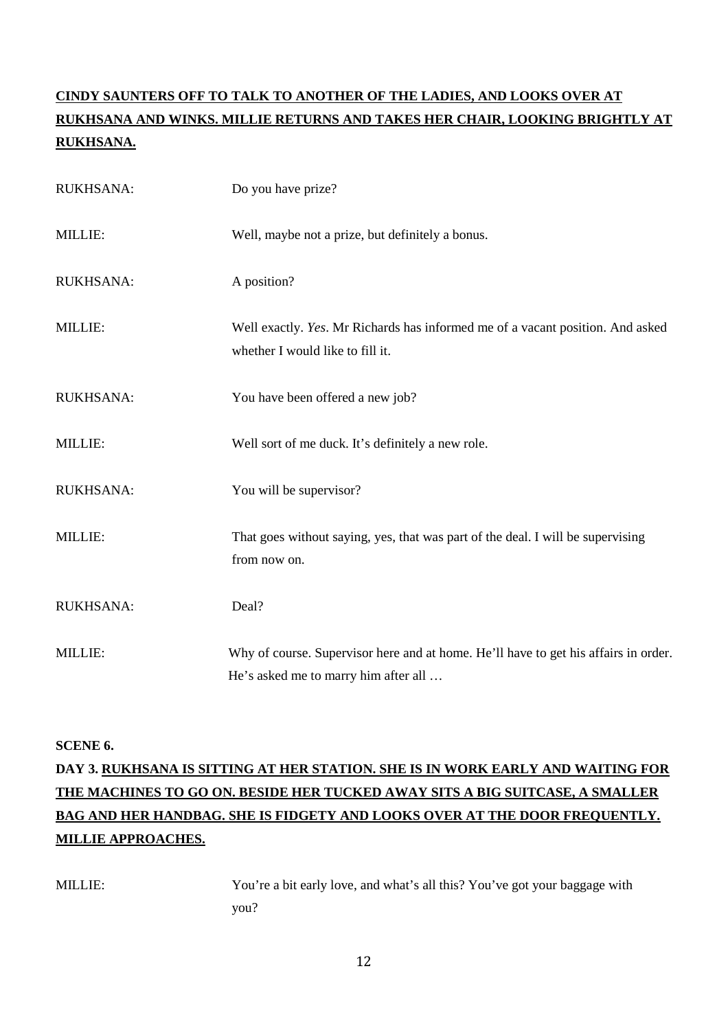**<u>CINDY SAUNTERS OFF TO TALK TO ANOTHER OF THE LADIES, AND LOOKS OVER AT RUKHSANA AND WINKS. MILLIE RETURNS AND TAKES HER CHAIR, LOOKING BRIGHTLY AT RUKHSANA.</u>**

RUKHSANA: Do you have prize?

MILLIE: Well, maybe not a prize, but definitely a bonus.

RUKHSANA: A position?

MILLIE: Well exactly. *Yes*. Mr Richards has informed me of a vacant position. And asked whether I would like to fill it.

RUKHSANA: You have been offered a new job?

MILLIE: Well sort of me duck. It's definitely a new role.

RUKHSANA: You will be supervisor?

MILLIE: That goes without saying, yes, that was part of the deal. I will be supervising from now on.

RUKHSANA: Deal?

MILLIE: Why of course. Supervisor here and at home. He'll have to get his affairs in order. He's asked me to marry him after all …

**SCENE 6.**

**DAY 3. <u>RUKHSANA IS SITTING AT HER STATION. SHE IS IN WORK EARLY AND WAITING FOR THE MACHINES TO GO ON. BESIDE HER TUCKED AWAY SITS A BIG SUITCASE, A SMALLER BAG AND HER HANDBAG. SHE IS FIDGETY AND LOOKS OVER AT THE DOOR FREQUENTLY. MILLIE APPROACHES.</u>**

MILLIE: You're a bit early love, and what's all this? You've got your baggage with you?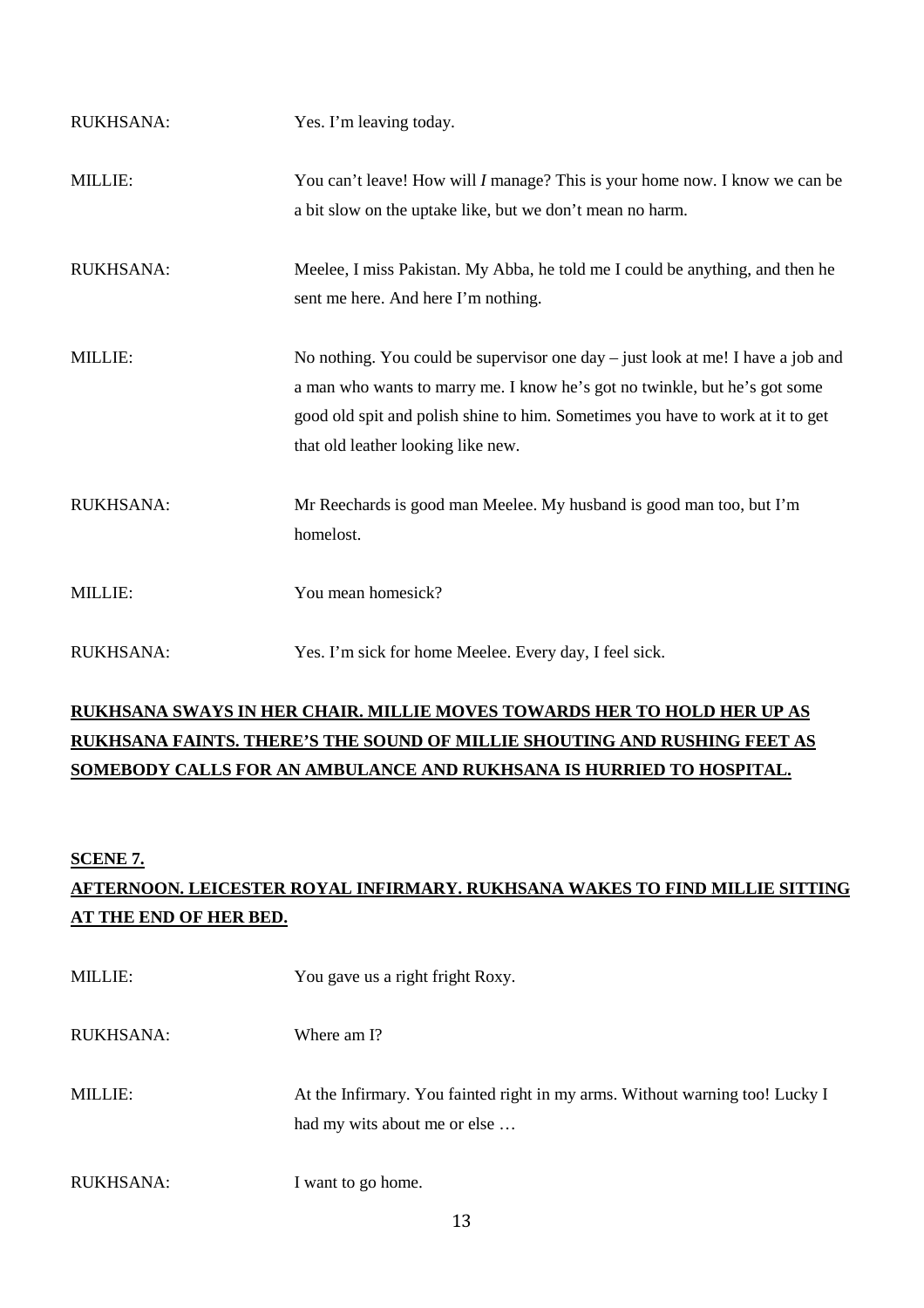RUKHSANA: Yes. I'm leaving today.

MILLIE: You can't leave! How will *I* manage? This is your home now. I know we can be a bit slow on the uptake like, but we don't mean no harm.

RUKHSANA: Meelee, I miss Pakistan. My Abba, he told me I could be anything, and then he sent me here. And here I'm nothing.

MILLIE: No nothing. You could be supervisor one day – just look at me! I have a job and a man who wants to marry me. I know he's got no twinkle, but he's got some good old spit and polish shine to him. Sometimes you have to work at it to get that old leather looking like new.

RUKHSANA: Mr Reechards is good man Meelee. My husband is good man too, but I'm homelost.

MILLIE: You mean homesick?

RUKHSANA: Yes. I'm sick for home Meelee. Every day, I feel sick.

**<u>RUKHSANA SWAYS IN HER CHAIR. MILLIE MOVES TOWARDS HER TO HOLD HER UP AS RUKHSANA FAINTS. THERE'S THE SOUND OF MILLIE SHOUTING AND RUSHING FEET AS SOMEBODY CALLS FOR AN AMBULANCE AND RUKHSANA IS HURRIED TO HOSPITAL.</u>**

## <u>SCENE 7.</u>

**<u>AFTERNOON. LEICESTER ROYAL INFIRMARY. RUKHSANA WAKES TO FIND MILLIE SITTING AT THE END OF HER BED.</u>**

MILLIE: You gave us a right fright Roxy.

RUKHSANA: Where am I?

MILLIE: At the Infirmary. You fainted right in my arms. Without warning too! Lucky I had my wits about me or else …

RUKHSANA: I want to go home.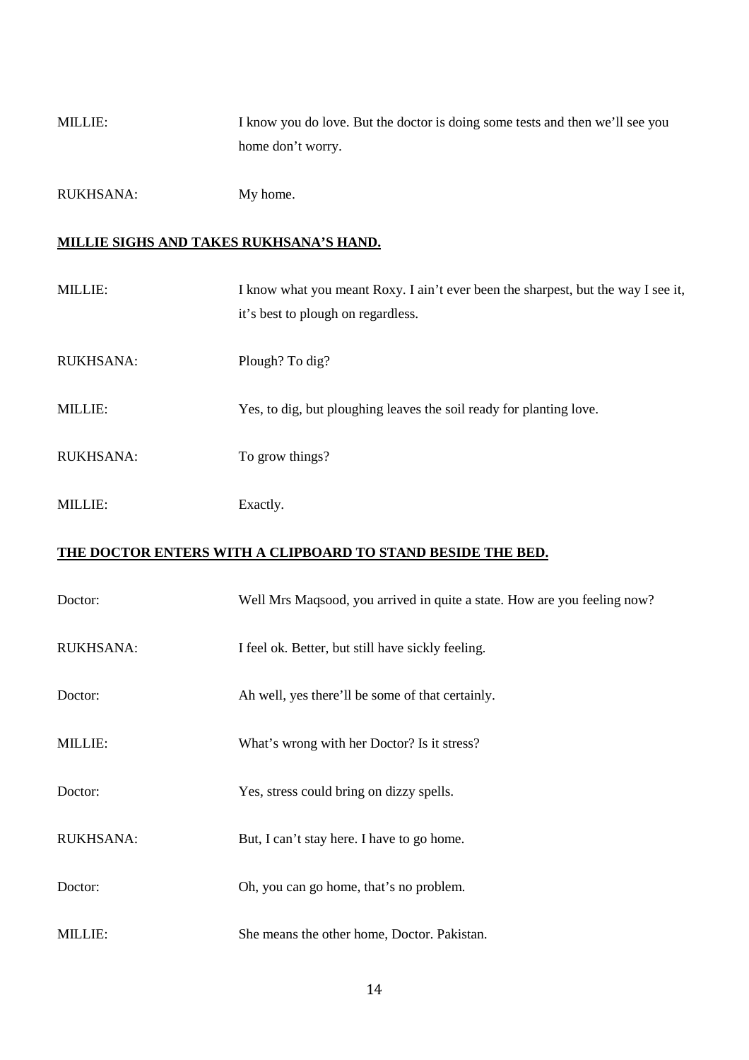MILLIE: I know you do love. But the doctor is doing some tests and then we'll see you home don't worry.

RUKHSANA: My home.

**MILLIE SIGHS AND TAKES RUKHSANA'S HAND.**

MILLIE: I know what you meant Roxy. I ain't ever been the sharpest, but the way I see it, it's best to plough on regardless.

RUKHSANA: Plough? To dig?

MILLIE: Yes, to dig, but ploughing leaves the soil ready for planting love.

RUKHSANA: To grow things?

MILLIE: Exactly.

**THE DOCTOR ENTERS WITH A CLIPBOARD TO STAND BESIDE THE BED.**

Doctor: Well Mrs Maqsood, you arrived in quite a state. How are you feeling now?

RUKHSANA: I feel ok. Better, but still have sickly feeling.

Doctor: Ah well, yes there'll be some of that certainly.

MILLIE: What's wrong with her Doctor? Is it stress?

Doctor: Yes, stress could bring on dizzy spells.

RUKHSANA: But, I can't stay here. I have to go home.

Doctor: Oh, you can go home, that's no problem.

MILLIE: She means the other home, Doctor. Pakistan.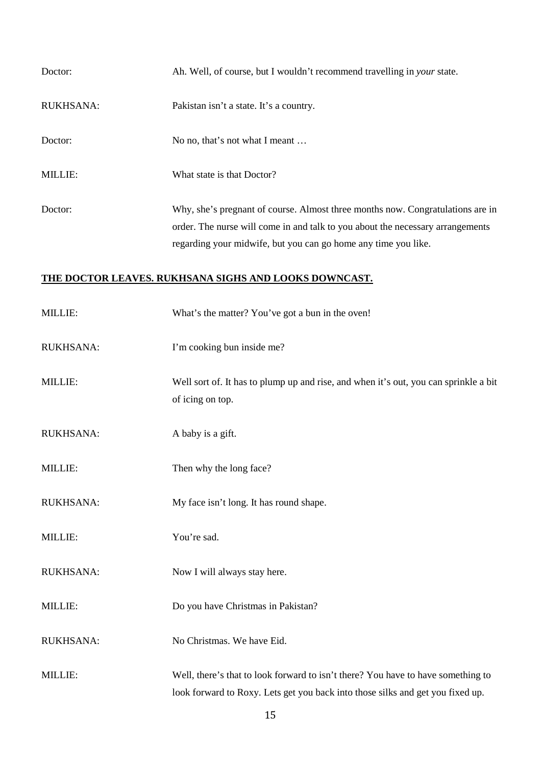Doctor: Ah. Well, of course, but I wouldn't recommend travelling in *your* state.

RUKHSANA: Pakistan isn't a state. It's a country.

Doctor: No no, that's not what I meant …

MILLIE: What state is that Doctor?

Doctor: Why, she's pregnant of course. Almost three months now. Congratulations are in order. The nurse will come in and talk to you about the necessary arrangements regarding your midwife, but you can go home any time you like.

**<u>THE DOCTOR LEAVES. RUKHSANA SIGHS AND LOOKS DOWNCAST.</u>**

MILLIE: What's the matter? You've got a bun in the oven!

RUKHSANA: I'm cooking bun inside me?

MILLIE: Well sort of. It has to plump up and rise, and when it's out, you can sprinkle a bit of icing on top.

RUKHSANA: A baby is a gift.

MILLIE: Then why the long face?

RUKHSANA: My face isn't long. It has round shape.

MILLIE: You're sad.

RUKHSANA: Now I will always stay here.

MILLIE: Do you have Christmas in Pakistan?

RUKHSANA: No Christmas. We have Eid.

MILLIE: Well, there's that to look forward to isn't there? You have to have something to look forward to Roxy. Lets get you back into those silks and get you fixed up.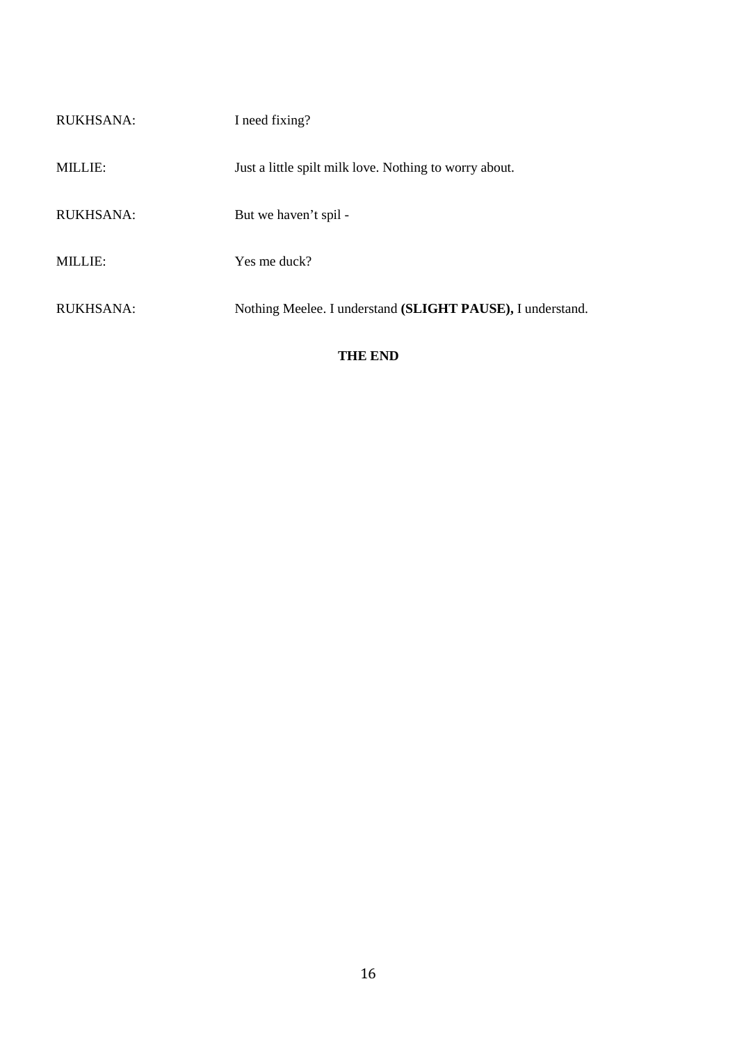RUKHSANA: I need fixing?

MILLIE: Just a little spilt milk love. Nothing to worry about.

RUKHSANA: But we haven't spil -

MILLIE: Yes me duck?

RUKHSANA: Nothing Meelee. I understand **(SLIGHT PAUSE),** I understand.

**THE END**